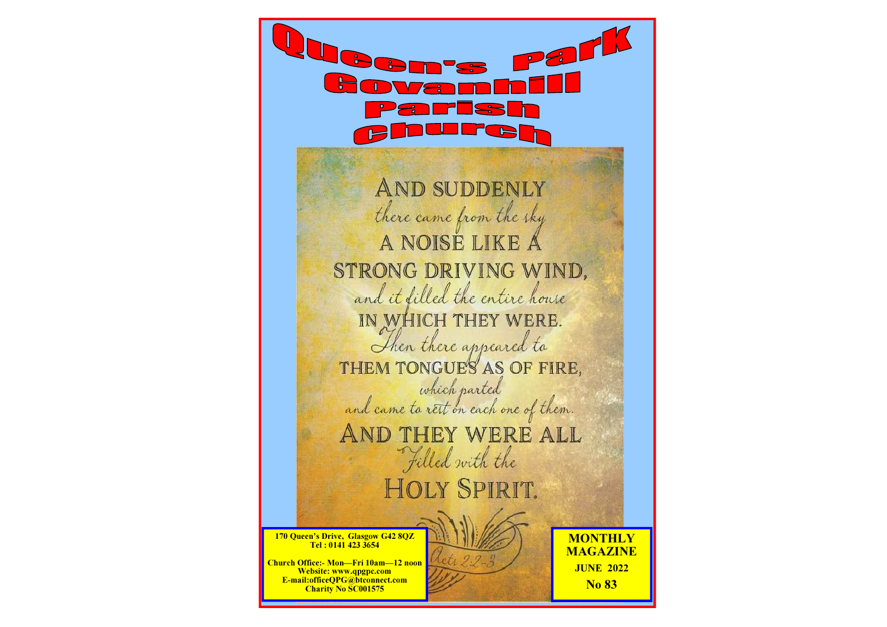# Queen's Park Govanhill Parish Church

AND SUDDENLY
there came from the sky
A NOISE LIKE A
STRONG DRIVING WIND,
and it filled the entire house
IN WHICH THEY WERE.
Then there appeared to
THEM TONGUES AS OF FIRE,
which parted
and came to rest on each one of them.
AND THEY WERE ALL
Filled with the
HOLY SPIRIT.

Acts 2:2-3

**170 Queen's Drive, Glasgow G42 8QZ**
**Tel : 0141 423 3654**

**Church Office:- Mon—Fri 10am—12 noon**
**Website: www.qpgpc.com**
**E-mail:officeQPG@btconnect.com**
**Charity No SC001575**

**MONTHLY MAGAZINE**
**JUNE 2022**
**No 83**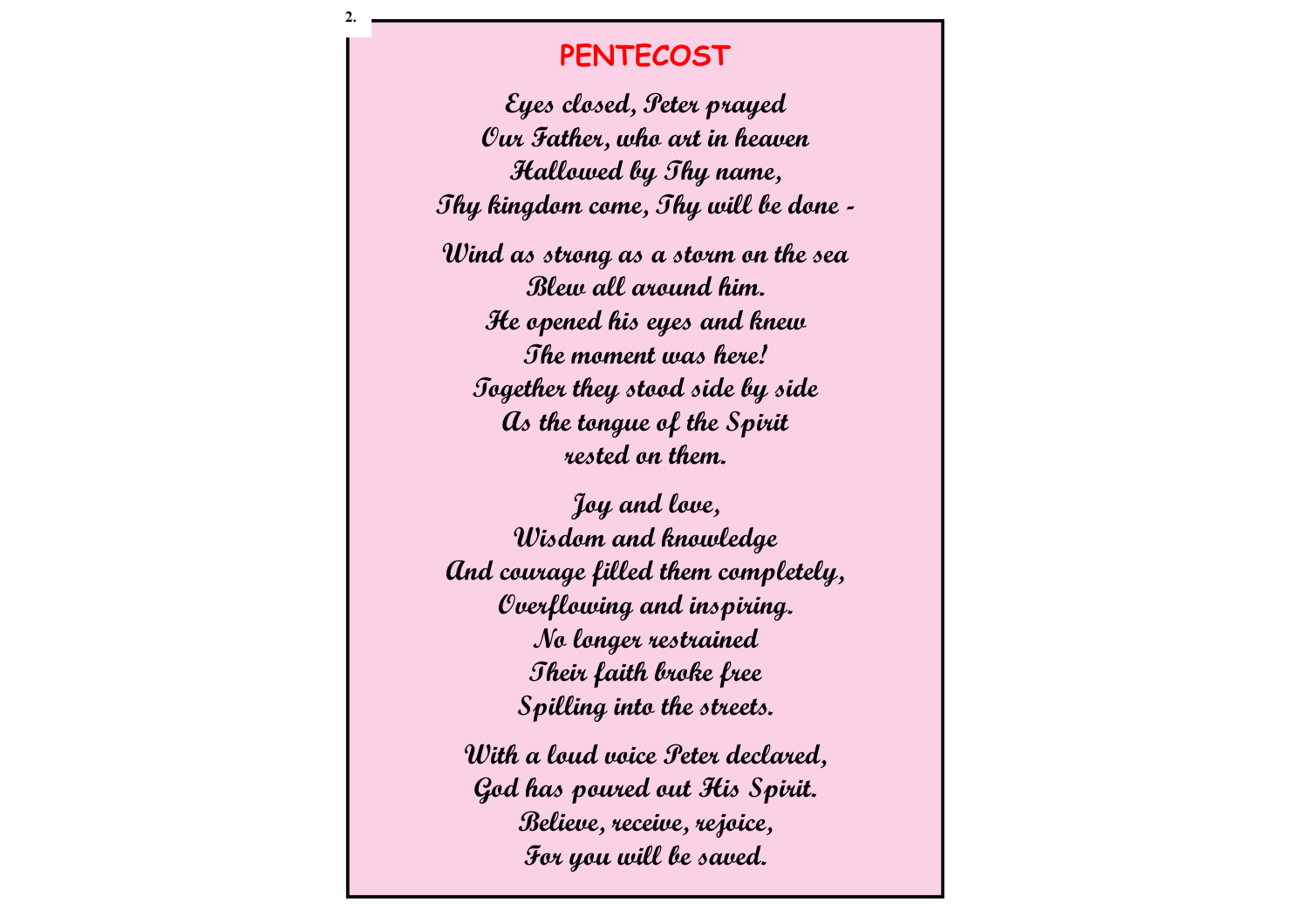# PENTECOST

*Eyes closed, Peter prayed*
*Our Father, who art in heaven*
*Hallowed by Thy name,*
*Thy kingdom come, Thy will be done -*

*Wind as strong as a storm on the sea*
*Blew all around him.*
*He opened his eyes and knew*
*The moment was here!*
*Together they stood side by side*
*As the tongue of the Spirit*
*rested on them.*

*Joy and love,*
*Wisdom and knowledge*
*And courage filled them completely,*
*Overflowing and inspiring.*
*No longer restrained*
*Their faith broke free*
*Spilling into the streets.*

*With a loud voice Peter declared,*
*God has poured out His Spirit.*
*Believe, receive, rejoice,*
*For you will be saved.*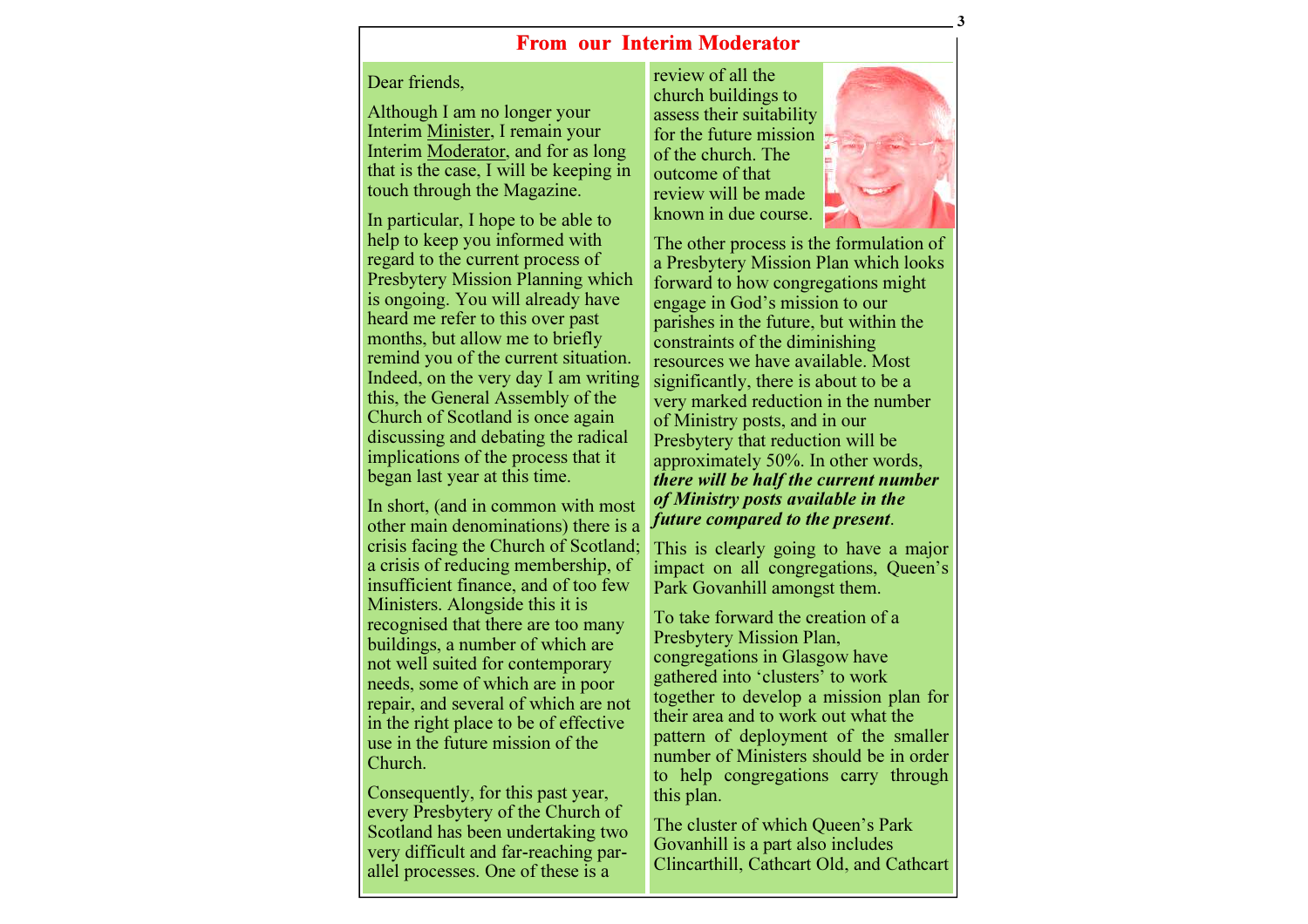## From our Interim Moderator

Dear friends,

Although I am no longer your Interim Minister, I remain your Interim Moderator, and for as long that is the case, I will be keeping in touch through the Magazine.

In particular, I hope to be able to help to keep you informed with regard to the current process of Presbytery Mission Planning which is ongoing. You will already have heard me refer to this over past months, but allow me to briefly remind you of the current situation. Indeed, on the very day I am writing this, the General Assembly of the Church of Scotland is once again discussing and debating the radical implications of the process that it began last year at this time.

In short, (and in common with most other main denominations) there is a crisis facing the Church of Scotland; a crisis of reducing membership, of insufficient finance, and of too few Ministers. Alongside this it is recognised that there are too many buildings, a number of which are not well suited for contemporary needs, some of which are in poor repair, and several of which are not in the right place to be of effective use in the future mission of the Church.

Consequently, for this past year, every Presbytery of the Church of Scotland has been undertaking two very difficult and far-reaching parallel processes. One of these is a review of all the church buildings to assess their suitability for the future mission of the church. The outcome of that review will be made known in due course.

The other process is the formulation of a Presbytery Mission Plan which looks forward to how congregations might engage in God's mission to our parishes in the future, but within the constraints of the diminishing resources we have available. Most significantly, there is about to be a very marked reduction in the number of Ministry posts, and in our Presbytery that reduction will be approximately 50%. In other words, ***there will be half the current number of Ministry posts available in the future compared to the present***.

This is clearly going to have a major impact on all congregations, Queen's Park Govanhill amongst them.

To take forward the creation of a Presbytery Mission Plan, congregations in Glasgow have gathered into 'clusters' to work together to develop a mission plan for their area and to work out what the pattern of deployment of the smaller number of Ministers should be in order to help congregations carry through this plan.

The cluster of which Queen's Park Govanhill is a part also includes Clincarthill, Cathcart Old, and Cathcart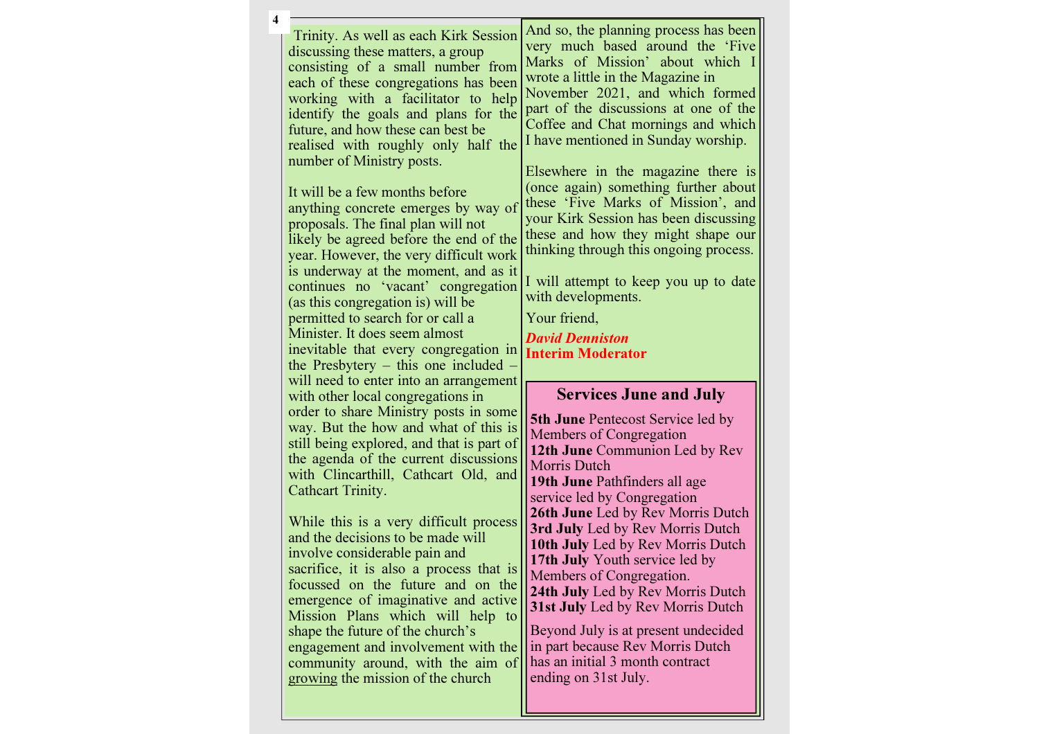Trinity. As well as each Kirk Session discussing these matters, a group consisting of a small number from each of these congregations has been working with a facilitator to help identify the goals and plans for the future, and how these can best be realised with roughly only half the number of Ministry posts.

It will be a few months before anything concrete emerges by way of proposals. The final plan will not likely be agreed before the end of the year. However, the very difficult work is underway at the moment, and as it continues no 'vacant' congregation (as this congregation is) will be permitted to search for or call a Minister. It does seem almost inevitable that every congregation in the Presbytery – this one included – will need to enter into an arrangement with other local congregations in order to share Ministry posts in some way. But the how and what of this is still being explored, and that is part of the agenda of the current discussions with Clincarthill, Cathcart Old, and Cathcart Trinity.

While this is a very difficult process and the decisions to be made will involve considerable pain and sacrifice, it is also a process that is focussed on the future and on the emergence of imaginative and active Mission Plans which will help to shape the future of the church's engagement and involvement with the community around, with the aim of growing the mission of the church

And so, the planning process has been very much based around the 'Five Marks of Mission' about which I wrote a little in the Magazine in November 2021, and which formed part of the discussions at one of the Coffee and Chat mornings and which I have mentioned in Sunday worship.

Elsewhere in the magazine there is (once again) something further about these 'Five Marks of Mission', and your Kirk Session has been discussing these and how they might shape our thinking through this ongoing process.

I will attempt to keep you up to date with developments.

Your friend,

***David Denniston***
**Interim Moderator**

## Services June and July

**5th June** Pentecost Service led by Members of Congregation
**12th June** Communion Led by Rev Morris Dutch
**19th June** Pathfinders all age service led by Congregation
**26th June** Led by Rev Morris Dutch
**3rd July** Led by Rev Morris Dutch
**10th July** Led by Rev Morris Dutch
**17th July** Youth service led by Members of Congregation.
**24th July** Led by Rev Morris Dutch
**31st July** Led by Rev Morris Dutch

Beyond July is at present undecided in part because Rev Morris Dutch has an initial 3 month contract ending on 31st July.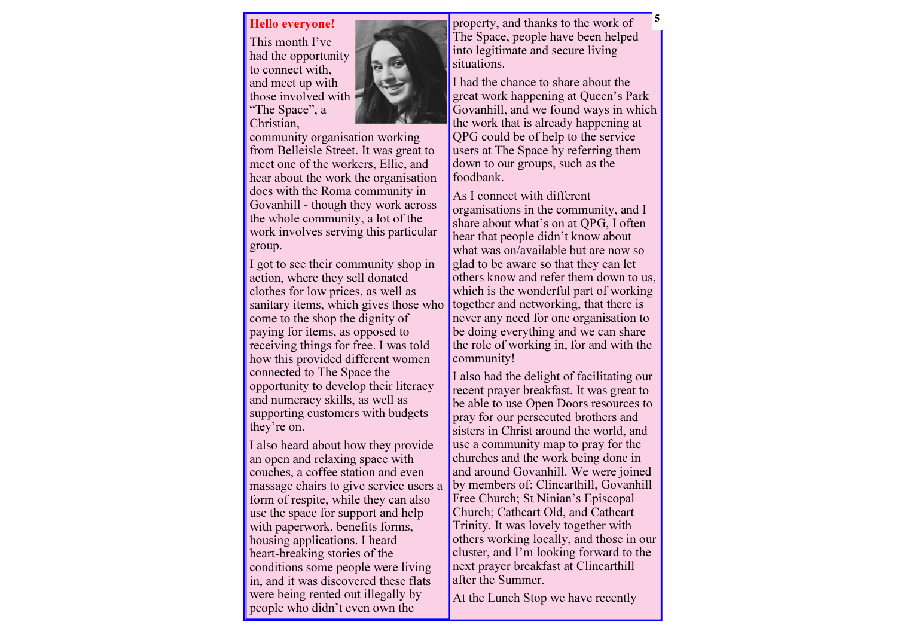**Hello everyone!**

This month I've had the opportunity to connect with, and meet up with those involved with "The Space", a Christian, community organisation working from Belleisle Street. It was great to meet one of the workers, Ellie, and hear about the work the organisation does with the Roma community in Govanhill - though they work across the whole community, a lot of the work involves serving this particular group.

I got to see their community shop in action, where they sell donated clothes for low prices, as well as sanitary items, which gives those who come to the shop the dignity of paying for items, as opposed to receiving things for free. I was told how this provided different women connected to The Space the opportunity to develop their literacy and numeracy skills, as well as supporting customers with budgets they're on.

I also heard about how they provide an open and relaxing space with couches, a coffee station and even massage chairs to give service users a form of respite, while they can also use the space for support and help with paperwork, benefits forms, housing applications. I heard heart-breaking stories of the conditions some people were living in, and it was discovered these flats were being rented out illegally by people who didn't even own the property, and thanks to the work of The Space, people have been helped into legitimate and secure living situations.

I had the chance to share about the great work happening at Queen's Park Govanhill, and we found ways in which the work that is already happening at QPG could be of help to the service users at The Space by referring them down to our groups, such as the foodbank.

As I connect with different organisations in the community, and I share about what's on at QPG, I often hear that people didn't know about what was on/available but are now so glad to be aware so that they can let others know and refer them down to us, which is the wonderful part of working together and networking, that there is never any need for one organisation to be doing everything and we can share the role of working in, for and with the community!

I also had the delight of facilitating our recent prayer breakfast. It was great to be able to use Open Doors resources to pray for our persecuted brothers and sisters in Christ around the world, and use a community map to pray for the churches and the work being done in and around Govanhill. We were joined by members of: Clincarthill, Govanhill Free Church; St Ninian's Episcopal Church; Cathcart Old, and Cathcart Trinity. It was lovely together with others working locally, and those in our cluster, and I'm looking forward to the next prayer breakfast at Clincarthill after the Summer.

At the Lunch Stop we have recently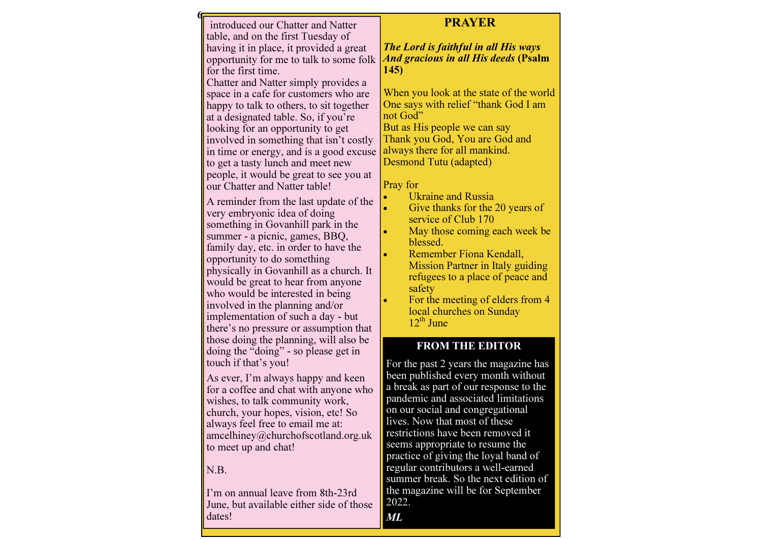introduced our Chatter and Natter table, and on the first Tuesday of having it in place, it provided a great opportunity for me to talk to some folk for the first time.
Chatter and Natter simply provides a space in a cafe for customers who are happy to talk to others, to sit together at a designated table. So, if you're looking for an opportunity to get involved in something that isn't costly in time or energy, and is a good excuse to get a tasty lunch and meet new people, it would be great to see you at our Chatter and Natter table!

A reminder from the last update of the very embryonic idea of doing something in Govanhill park in the summer - a picnic, games, BBQ, family day, etc. in order to have the opportunity to do something physically in Govanhill as a church. It would be great to hear from anyone who would be interested in being involved in the planning and/or implementation of such a day - but there's no pressure or assumption that those doing the planning, will also be doing the "doing" - so please get in touch if that's you!

As ever, I'm always happy and keen for a coffee and chat with anyone who wishes, to talk community work, church, your hopes, vision, etc! So always feel free to email me at: amcelhiney@churchofscotland.org.uk to meet up and chat!

N.B.

I'm on annual leave from 8th-23rd June, but available either side of those dates!

## PRAYER

***The Lord is faithful in all His ways***
***And gracious in all His deeds* (Psalm 145)**

When you look at the state of the world
One says with relief "thank God I am not God"
But as His people we can say
Thank you God, You are God and always there for all mankind.
Desmond Tutu (adapted)

Pray for

- Ukraine and Russia
- Give thanks for the 20 years of service of Club 170
- May those coming each week be blessed.
- Remember Fiona Kendall, Mission Partner in Italy guiding refugees to a place of peace and safety
- For the meeting of elders from 4 local churches on Sunday 12th June

## FROM THE EDITOR

For the past 2 years the magazine has been published every month without a break as part of our response to the pandemic and associated limitations on our social and congregational lives. Now that most of these restrictions have been removed it seems appropriate to resume the practice of giving the loyal band of regular contributors a well-earned summer break. So the next edition of the magazine will be for September 2022.

***ML***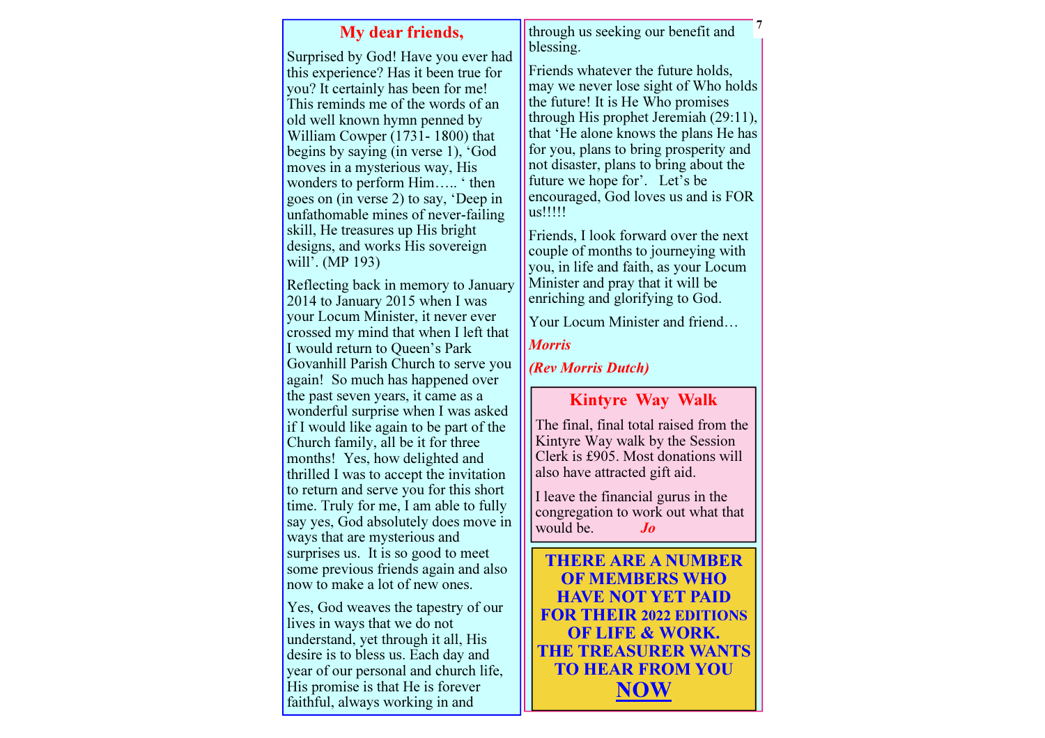## My dear friends,

Surprised by God! Have you ever had this experience? Has it been true for you? It certainly has been for me! This reminds me of the words of an old well known hymn penned by William Cowper (1731- 1800) that begins by saying (in verse 1), 'God moves in a mysterious way, His wonders to perform Him….. ' then goes on (in verse 2) to say, 'Deep in unfathomable mines of never-failing skill, He treasures up His bright designs, and works His sovereign will'. (MP 193)

Reflecting back in memory to January 2014 to January 2015 when I was your Locum Minister, it never ever crossed my mind that when I left that I would return to Queen's Park Govanhill Parish Church to serve you again! So much has happened over the past seven years, it came as a wonderful surprise when I was asked if I would like again to be part of the Church family, all be it for three months! Yes, how delighted and thrilled I was to accept the invitation to return and serve you for this short time. Truly for me, I am able to fully say yes, God absolutely does move in ways that are mysterious and surprises us. It is so good to meet some previous friends again and also now to make a lot of new ones.

Yes, God weaves the tapestry of our lives in ways that we do not understand, yet through it all, His desire is to bless us. Each day and year of our personal and church life, His promise is that He is forever faithful, always working in and through us seeking our benefit and blessing.

Friends whatever the future holds, may we never lose sight of Who holds the future! It is He Who promises through His prophet Jeremiah (29:11), that 'He alone knows the plans He has for you, plans to bring prosperity and not disaster, plans to bring about the future we hope for'. Let's be encouraged, God loves us and is FOR us!!!!!

Friends, I look forward over the next couple of months to journeying with you, in life and faith, as your Locum Minister and pray that it will be enriching and glorifying to God.

Your Locum Minister and friend…

***Morris***

***(Rev Morris Dutch)***

## Kintyre Way Walk

The final, final total raised from the Kintyre Way walk by the Session Clerk is £905. Most donations will also have attracted gift aid.

I leave the financial gurus in the congregation to work out what that would be. ***Jo***

**THERE ARE A NUMBER OF MEMBERS WHO HAVE NOT YET PAID FOR THEIR 2022 EDITIONS OF LIFE & WORK. THE TREASURER WANTS TO HEAR FROM YOU NOW**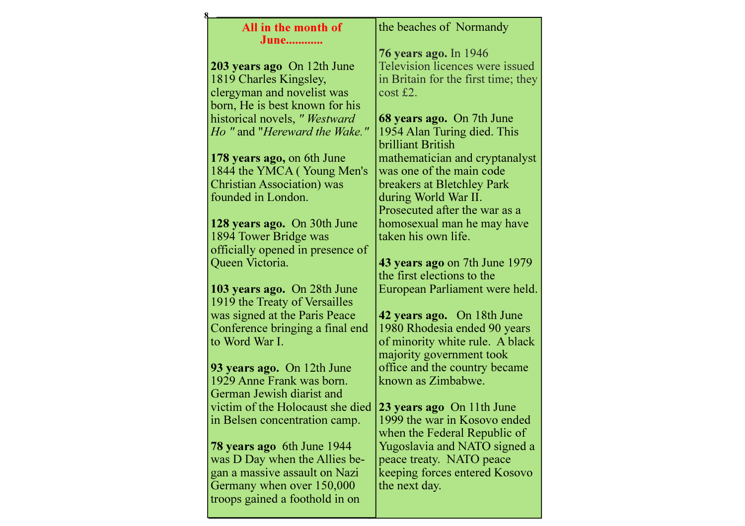## All in the month of June............

**203 years ago** On 12th June 1819 Charles Kingsley, clergyman and novelist was born, He is best known for his historical novels, *" Westward Ho "* and "*Hereward the Wake."*

**178 years ago,** on 6th June 1844 the YMCA ( Young Men's Christian Association) was founded in London.

**128 years ago.** On 30th June 1894 Tower Bridge was officially opened in presence of Queen Victoria.

**103 years ago.** On 28th June 1919 the Treaty of Versailles was signed at the Paris Peace Conference bringing a final end to Word War I.

**93 years ago.** On 12th June 1929 Anne Frank was born. German Jewish diarist and victim of the Holocaust she died in Belsen concentration camp.

**78 years ago** 6th June 1944 was D Day when the Allies began a massive assault on Nazi Germany when over 150,000 troops gained a foothold in on the beaches of Normandy

**76 years ago.** In 1946 Television licences were issued in Britain for the first time; they cost £2.

**68 years ago.** On 7th June 1954 Alan Turing died. This brilliant British mathematician and cryptanalyst was one of the main code breakers at Bletchley Park during World War II. Prosecuted after the war as a homosexual man he may have taken his own life.

**43 years ago** on 7th June 1979 the first elections to the European Parliament were held.

**42 years ago.** On 18th June 1980 Rhodesia ended 90 years of minority white rule. A black majority government took office and the country became known as Zimbabwe.

**23 years ago** On 11th June 1999 the war in Kosovo ended when the Federal Republic of Yugoslavia and NATO signed a peace treaty. NATO peace keeping forces entered Kosovo the next day.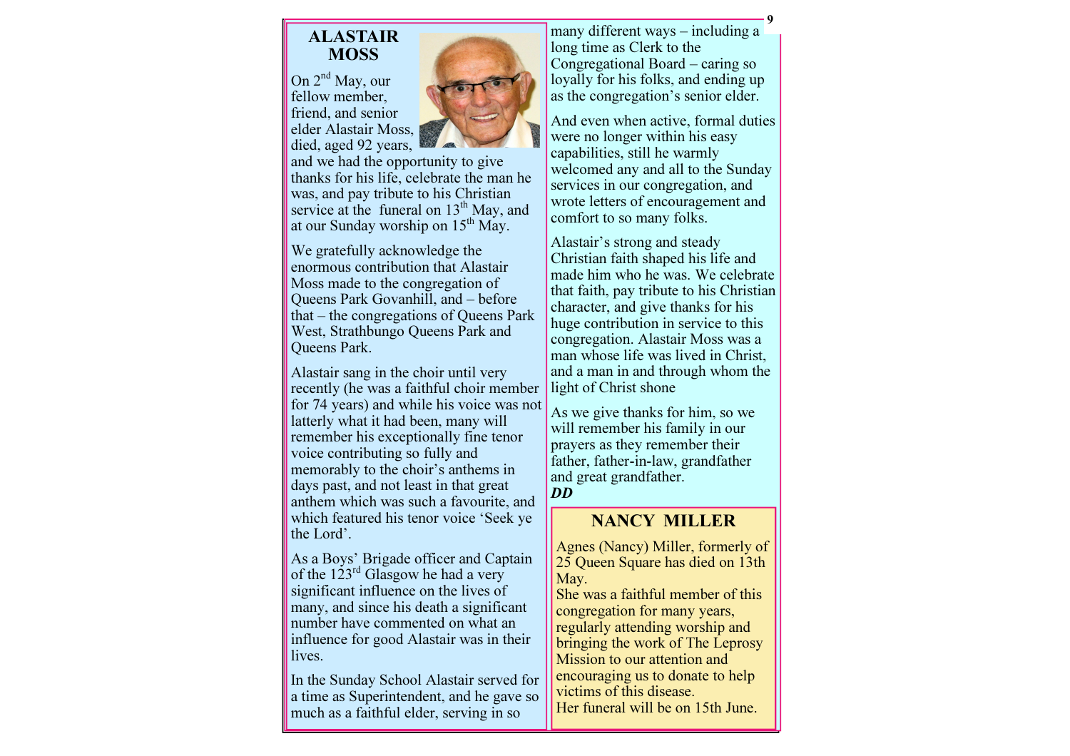## ALASTAIR MOSS

On 2nd May, our fellow member, friend, and senior elder Alastair Moss, died, aged 92 years, and we had the opportunity to give thanks for his life, celebrate the man he was, and pay tribute to his Christian service at the funeral on 13th May, and at our Sunday worship on 15th May.

We gratefully acknowledge the enormous contribution that Alastair Moss made to the congregation of Queens Park Govanhill, and – before that – the congregations of Queens Park West, Strathbungo Queens Park and Queens Park.

Alastair sang in the choir until very recently (he was a faithful choir member for 74 years) and while his voice was not latterly what it had been, many will remember his exceptionally fine tenor voice contributing so fully and memorably to the choir's anthems in days past, and not least in that great anthem which was such a favourite, and which featured his tenor voice 'Seek ye the Lord'.

As a Boys' Brigade officer and Captain of the 123rd Glasgow he had a very significant influence on the lives of many, and since his death a significant number have commented on what an influence for good Alastair was in their lives.

In the Sunday School Alastair served for a time as Superintendent, and he gave so much as a faithful elder, serving in so many different ways – including a long time as Clerk to the Congregational Board – caring so loyally for his folks, and ending up as the congregation's senior elder.

And even when active, formal duties were no longer within his easy capabilities, still he warmly welcomed any and all to the Sunday services in our congregation, and wrote letters of encouragement and comfort to so many folks.

Alastair's strong and steady Christian faith shaped his life and made him who he was. We celebrate that faith, pay tribute to his Christian character, and give thanks for his huge contribution in service to this congregation. Alastair Moss was a man whose life was lived in Christ, and a man in and through whom the light of Christ shone

As we give thanks for him, so we will remember his family in our prayers as they remember their father, father-in-law, grandfather and great grandfather.

***DD***

## NANCY MILLER

Agnes (Nancy) Miller, formerly of 25 Queen Square has died on 13th May.

She was a faithful member of this congregation for many years, regularly attending worship and bringing the work of The Leprosy Mission to our attention and encouraging us to donate to help victims of this disease.

Her funeral will be on 15th June.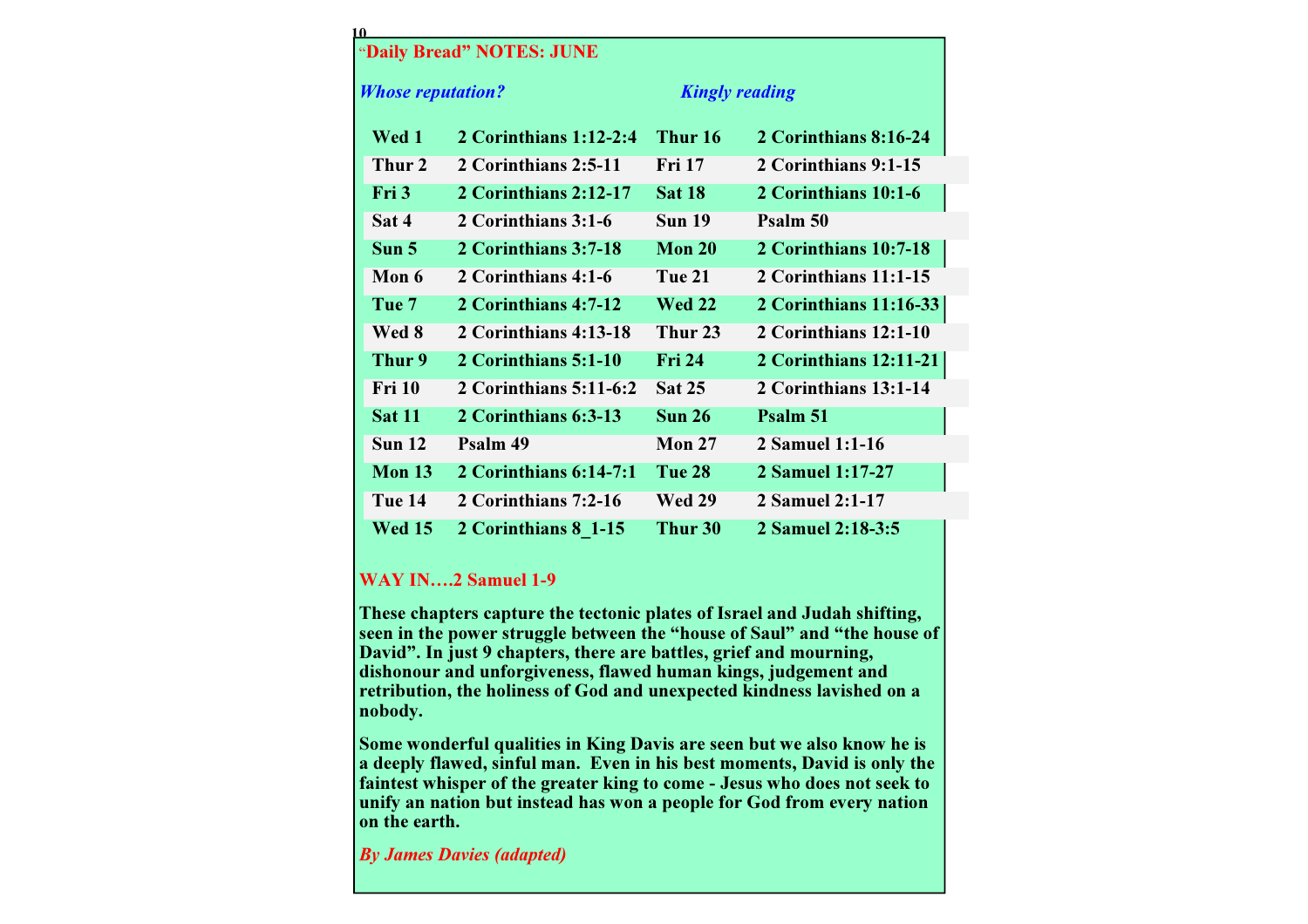## “Daily Bread” NOTES: JUNE

***Whose reputation?*** ***Kingly reading***

| | | | |
|---|---|---|---|
| **Wed 1** | **2 Corinthians 1:12-2:4** | **Thur 16** | **2 Corinthians 8:16-24** |
| **Thur 2** | **2 Corinthians 2:5-11** | **Fri 17** | **2 Corinthians 9:1-15** |
| **Fri 3** | **2 Corinthians 2:12-17** | **Sat 18** | **2 Corinthians 10:1-6** |
| **Sat 4** | **2 Corinthians 3:1-6** | **Sun 19** | **Psalm 50** |
| **Sun 5** | **2 Corinthians 3:7-18** | **Mon 20** | **2 Corinthians 10:7-18** |
| **Mon 6** | **2 Corinthians 4:1-6** | **Tue 21** | **2 Corinthians 11:1-15** |
| **Tue 7** | **2 Corinthians 4:7-12** | **Wed 22** | **2 Corinthians 11:16-33** |
| **Wed 8** | **2 Corinthians 4:13-18** | **Thur 23** | **2 Corinthians 12:1-10** |
| **Thur 9** | **2 Corinthians 5:1-10** | **Fri 24** | **2 Corinthians 12:11-21** |
| **Fri 10** | **2 Corinthians 5:11-6:2** | **Sat 25** | **2 Corinthians 13:1-14** |
| **Sat 11** | **2 Corinthians 6:3-13** | **Sun 26** | **Psalm 51** |
| **Sun 12** | **Psalm 49** | **Mon 27** | **2 Samuel 1:1-16** |
| **Mon 13** | **2 Corinthians 6:14-7:1** | **Tue 28** | **2 Samuel 1:17-27** |
| **Tue 14** | **2 Corinthians 7:2-16** | **Wed 29** | **2 Samuel 2:1-17** |
| **Wed 15** | **2 Corinthians 8_1-15** | **Thur 30** | **2 Samuel 2:18-3:5** |

### WAY IN….2 Samuel 1-9

**These chapters capture the tectonic plates of Israel and Judah shifting, seen in the power struggle between the “house of Saul” and “the house of David”. In just 9 chapters, there are battles, grief and mourning, dishonour and unforgiveness, flawed human kings, judgement and retribution, the holiness of God and unexpected kindness lavished on a nobody.**

**Some wonderful qualities in King Davis are seen but we also know he is a deeply flawed, sinful man. Even in his best moments, David is only the faintest whisper of the greater king to come - Jesus who does not seek to unify an nation but instead has won a people for God from every nation on the earth.**

***By James Davies (adapted)***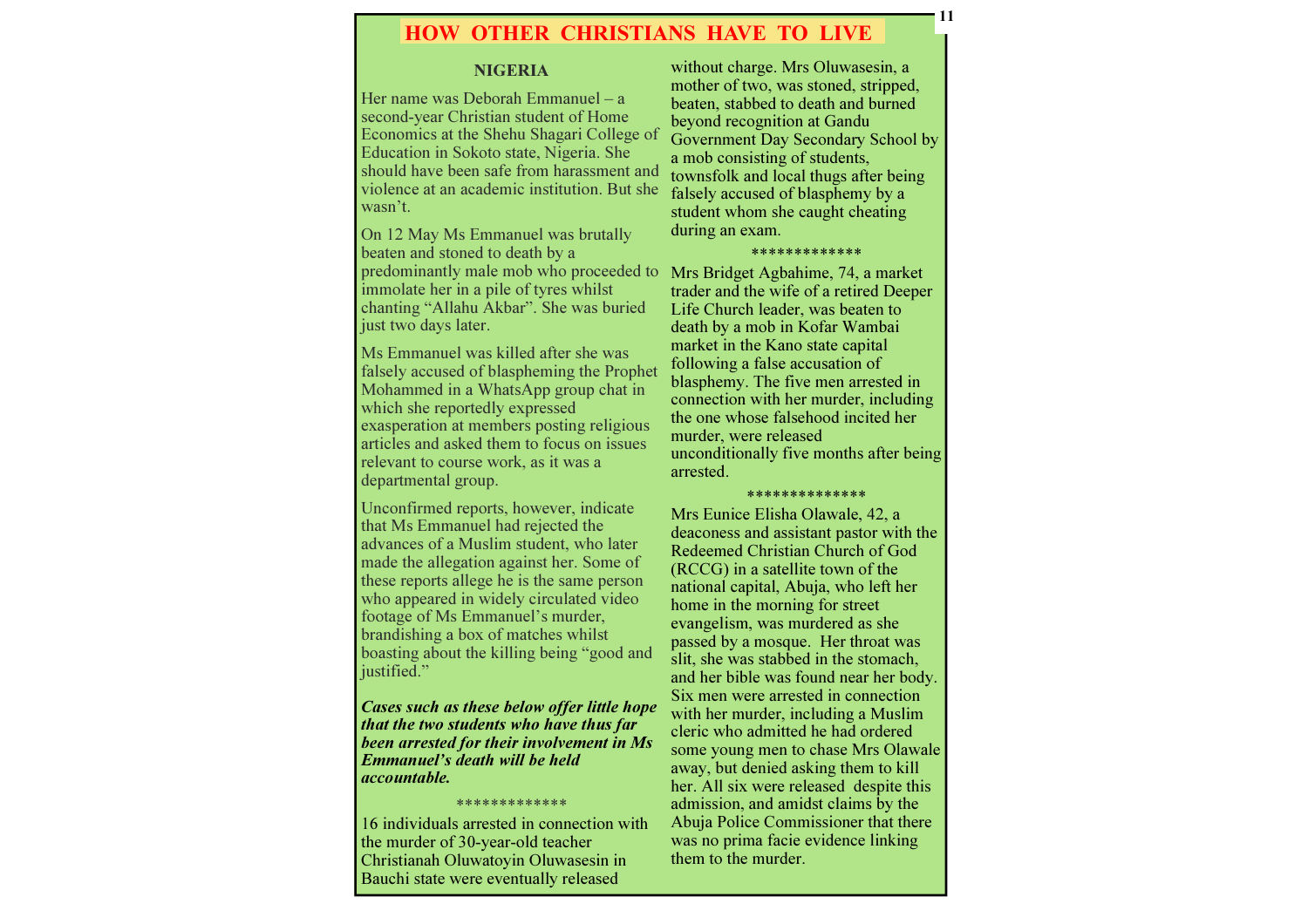# HOW OTHER CHRISTIANS HAVE TO LIVE

## NIGERIA

Her name was Deborah Emmanuel – a second-year Christian student of Home Economics at the Shehu Shagari College of Education in Sokoto state, Nigeria. She should have been safe from harassment and violence at an academic institution. But she wasn't.

On 12 May Ms Emmanuel was brutally beaten and stoned to death by a predominantly male mob who proceeded to immolate her in a pile of tyres whilst chanting "Allahu Akbar". She was buried just two days later.

Ms Emmanuel was killed after she was falsely accused of blaspheming the Prophet Mohammed in a WhatsApp group chat in which she reportedly expressed exasperation at members posting religious articles and asked them to focus on issues relevant to course work, as it was a departmental group.

Unconfirmed reports, however, indicate that Ms Emmanuel had rejected the advances of a Muslim student, who later made the allegation against her. Some of these reports allege he is the same person who appeared in widely circulated video footage of Ms Emmanuel's murder, brandishing a box of matches whilst boasting about the killing being "good and justified."

***Cases such as these below offer little hope that the two students who have thus far been arrested for their involvement in Ms Emmanuel's death will be held accountable.***

\*\*\*\*\*\*\*\*\*\*\*\*\*

16 individuals arrested in connection with the murder of 30-year-old teacher Christianah Oluwatoyin Oluwasesin in Bauchi state were eventually released without charge. Mrs Oluwasesin, a mother of two, was stoned, stripped, beaten, stabbed to death and burned beyond recognition at Gandu Government Day Secondary School by a mob consisting of students, townsfolk and local thugs after being falsely accused of blasphemy by a student whom she caught cheating during an exam.

\*\*\*\*\*\*\*\*\*\*\*\*\*

Mrs Bridget Agbahime, 74, a market trader and the wife of a retired Deeper Life Church leader, was beaten to death by a mob in Kofar Wambai market in the Kano state capital following a false accusation of blasphemy. The five men arrested in connection with her murder, including the one whose falsehood incited her murder, were released unconditionally five months after being arrested.

\*\*\*\*\*\*\*\*\*\*\*\*\*\*

Mrs Eunice Elisha Olawale, 42, a deaconess and assistant pastor with the Redeemed Christian Church of God (RCCG) in a satellite town of the national capital, Abuja, who left her home in the morning for street evangelism, was murdered as she passed by a mosque. Her throat was slit, she was stabbed in the stomach, and her bible was found near her body. Six men were arrested in connection with her murder, including a Muslim cleric who admitted he had ordered some young men to chase Mrs Olawale away, but denied asking them to kill her. All six were released despite this admission, and amidst claims by the Abuja Police Commissioner that there was no prima facie evidence linking them to the murder.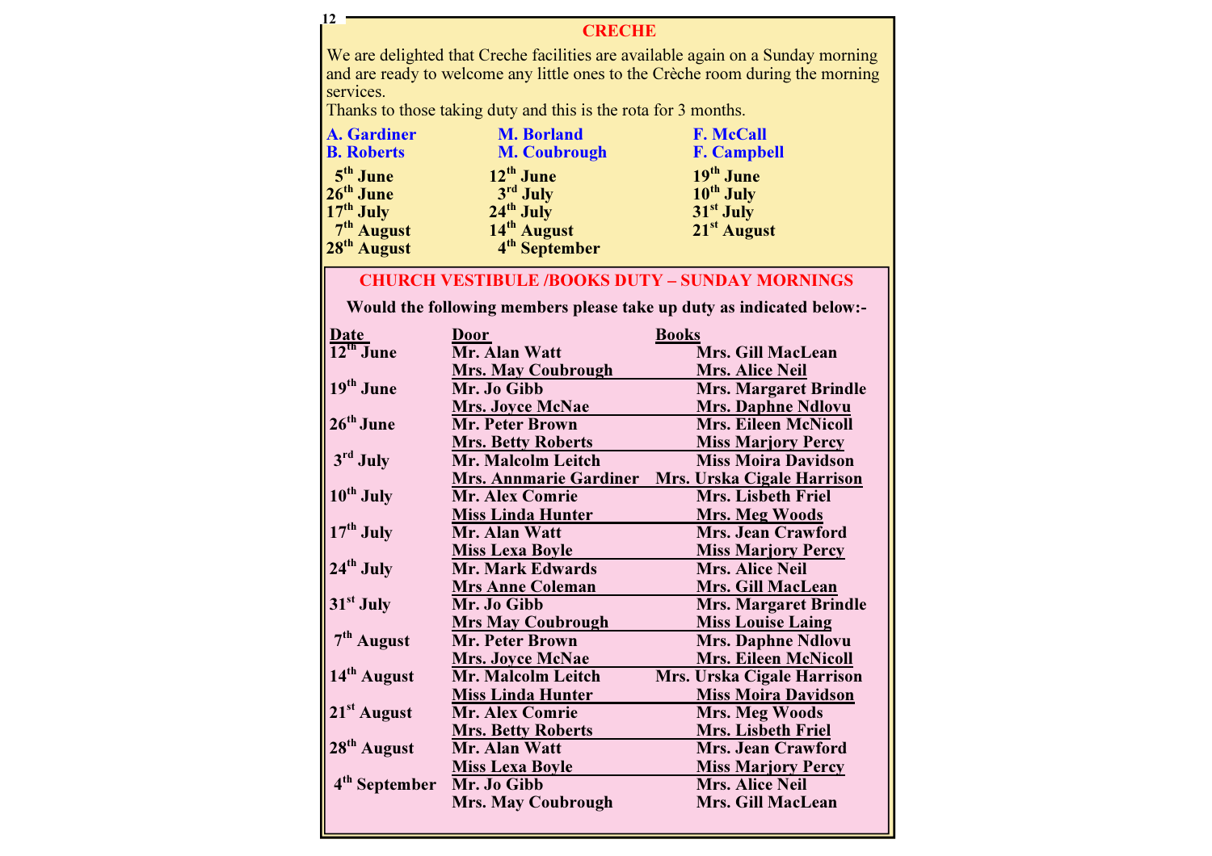## CRECHE

We are delighted that Creche facilities are available again on a Sunday morning and are ready to welcome any little ones to the Crèche room during the morning services.

Thanks to those taking duty and this is the rota for 3 months.

| A. Gardiner / B. Roberts | M. Borland / M. Coubrough | F. McCall / F. Campbell |
|---|---|---|
| 5th June | 12th June | 19th June |
| 26th June | 3rd July | 10th July |
| 17th July | 24th July | 31st July |
| 7th August | 14th August | 21st August |
| 28th August | 4th September | |

## CHURCH VESTIBULE /BOOKS DUTY – SUNDAY MORNINGS

**Would the following members please take up duty as indicated below:-**

| Date | Door | Books |
|---|---|---|
| 12th June | Mr. Alan Watt | Mrs. Gill MacLean |
| | Mrs. May Coubrough | Mrs. Alice Neil |
| 19th June | Mr. Jo Gibb | Mrs. Margaret Brindle |
| | Mrs. Joyce McNae | Mrs. Daphne Ndlovu |
| 26th June | Mr. Peter Brown | Mrs. Eileen McNicoll |
| | Mrs. Betty Roberts | Miss Marjory Percy |
| 3rd July | Mr. Malcolm Leitch | Miss Moira Davidson |
| | Mrs. Annmarie Gardiner | Mrs. Urska Cigale Harrison |
| 10th July | Mr. Alex Comrie | Mrs. Lisbeth Friel |
| | Miss Linda Hunter | Mrs. Meg Woods |
| 17th July | Mr. Alan Watt | Mrs. Jean Crawford |
| | Miss Lexa Boyle | Miss Marjory Percy |
| 24th July | Mr. Mark Edwards | Mrs. Alice Neil |
| | Mrs Anne Coleman | Mrs. Gill MacLean |
| 31st July | Mr. Jo Gibb | Mrs. Margaret Brindle |
| | Mrs May Coubrough | Miss Louise Laing |
| 7th August | Mr. Peter Brown | Mrs. Daphne Ndlovu |
| | Mrs. Joyce McNae | Mrs. Eileen McNicoll |
| 14th August | Mr. Malcolm Leitch | Mrs. Urska Cigale Harrison |
| | Miss Linda Hunter | Miss Moira Davidson |
| 21st August | Mr. Alex Comrie | Mrs. Meg Woods |
| | Mrs. Betty Roberts | Mrs. Lisbeth Friel |
| 28th August | Mr. Alan Watt | Mrs. Jean Crawford |
| | Miss Lexa Boyle | Miss Marjory Percy |
| 4th September | Mr. Jo Gibb | Mrs. Alice Neil |
| | Mrs. May Coubrough | Mrs. Gill MacLean |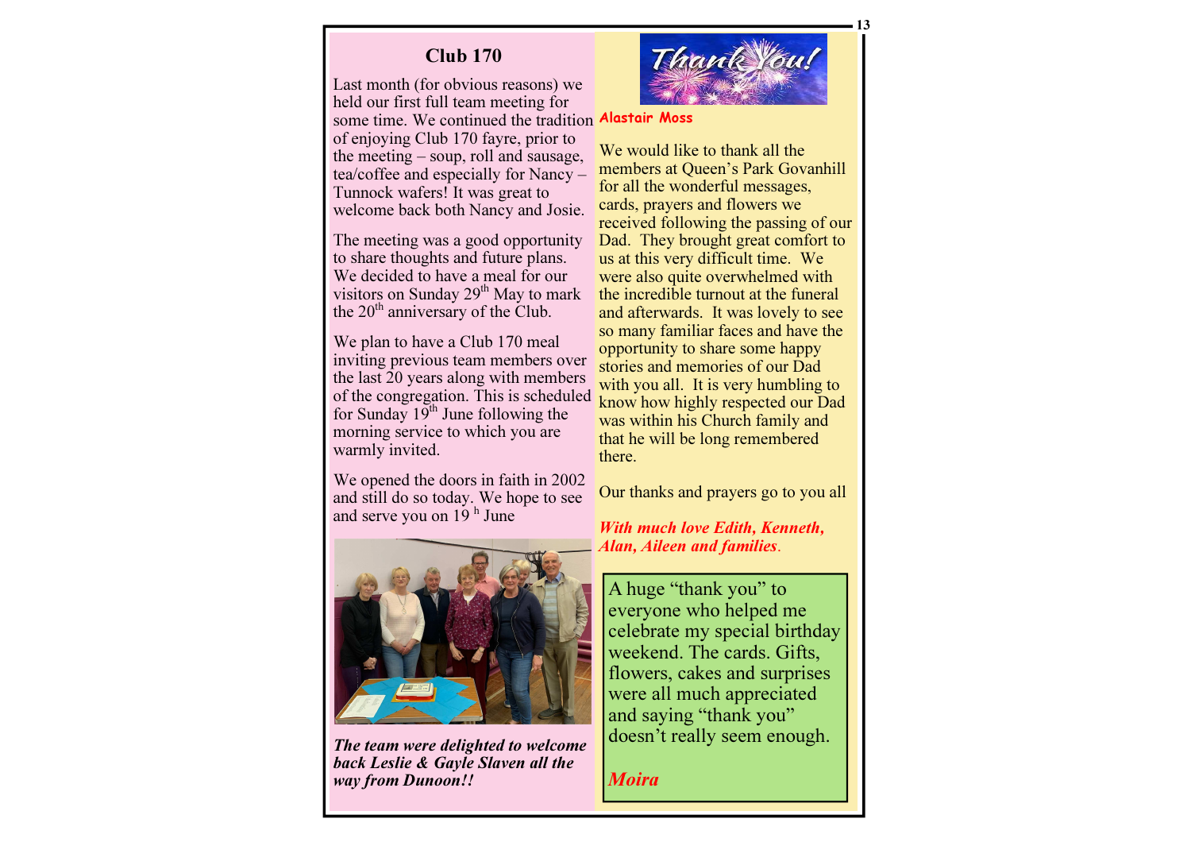## Club 170

Last month (for obvious reasons) we held our first full team meeting for some time. We continued the tradition of enjoying Club 170 fayre, prior to the meeting – soup, roll and sausage, tea/coffee and especially for Nancy – Tunnock wafers! It was great to welcome back both Nancy and Josie.

The meeting was a good opportunity to share thoughts and future plans. We decided to have a meal for our visitors on Sunday 29th May to mark the 20th anniversary of the Club.

We plan to have a Club 170 meal inviting previous team members over the last 20 years along with members of the congregation. This is scheduled for Sunday 19th June following the morning service to which you are warmly invited.

We opened the doors in faith in 2002 and still do so today. We hope to see and serve you on 19 h June

***The team were delighted to welcome back Leslie & Gayle Slaven all the way from Dunoon!!***

## Thank You!

**Alastair Moss**

We would like to thank all the members at Queen's Park Govanhill for all the wonderful messages, cards, prayers and flowers we received following the passing of our Dad. They brought great comfort to us at this very difficult time. We were also quite overwhelmed with the incredible turnout at the funeral and afterwards. It was lovely to see so many familiar faces and have the opportunity to share some happy stories and memories of our Dad with you all. It is very humbling to know how highly respected our Dad was within his Church family and that he will be long remembered there.

Our thanks and prayers go to you all

***With much love Edith, Kenneth, Alan, Aileen and families.***

A huge "thank you" to everyone who helped me celebrate my special birthday weekend. The cards. Gifts, flowers, cakes and surprises were all much appreciated and saying "thank you" doesn't really seem enough.

***Moira***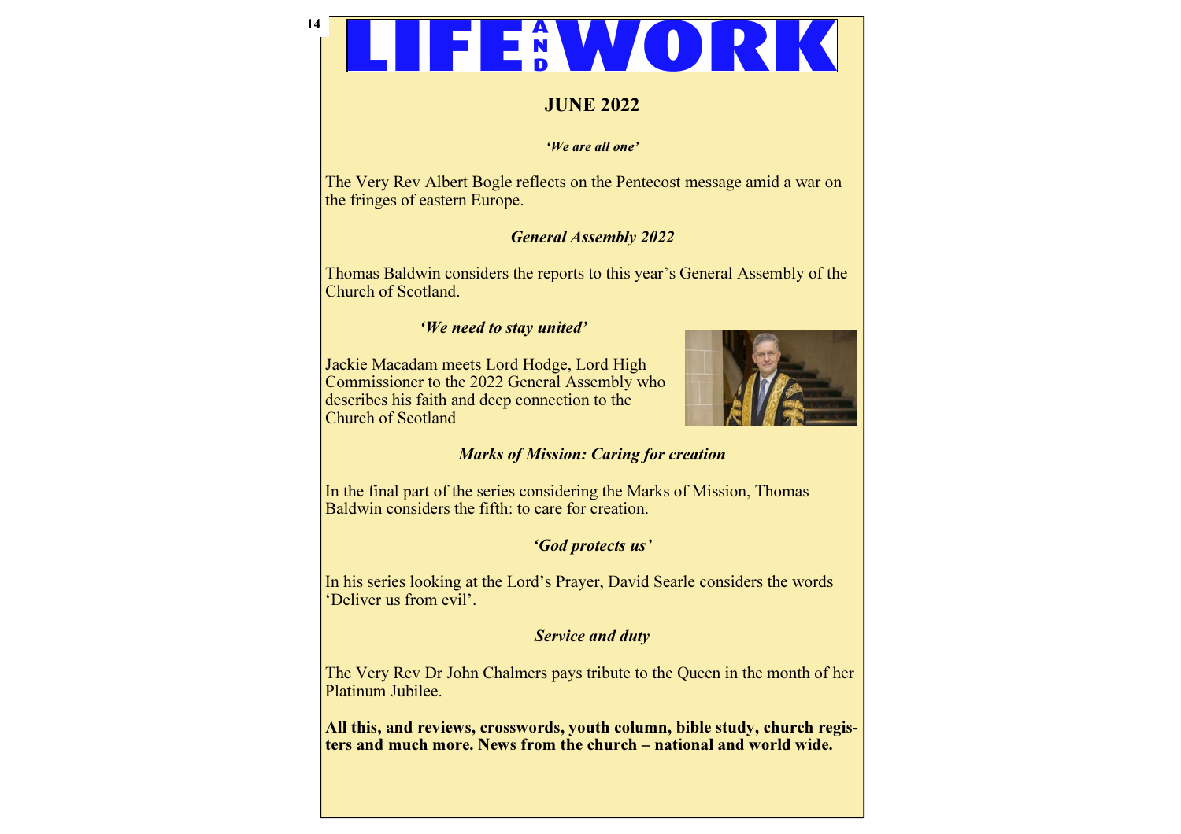# LIFE AND WORK

## JUNE 2022

***'We are all one'***

The Very Rev Albert Bogle reflects on the Pentecost message amid a war on the fringes of eastern Europe.

***General Assembly 2022***

Thomas Baldwin considers the reports to this year's General Assembly of the Church of Scotland.

***'We need to stay united'***

Jackie Macadam meets Lord Hodge, Lord High Commissioner to the 2022 General Assembly who describes his faith and deep connection to the Church of Scotland

***Marks of Mission: Caring for creation***

In the final part of the series considering the Marks of Mission, Thomas Baldwin considers the fifth: to care for creation.

***'God protects us'***

In his series looking at the Lord's Prayer, David Searle considers the words 'Deliver us from evil'.

***Service and duty***

The Very Rev Dr John Chalmers pays tribute to the Queen in the month of her Platinum Jubilee.

**All this, and reviews, crosswords, youth column, bible study, church registers and much more. News from the church – national and world wide.**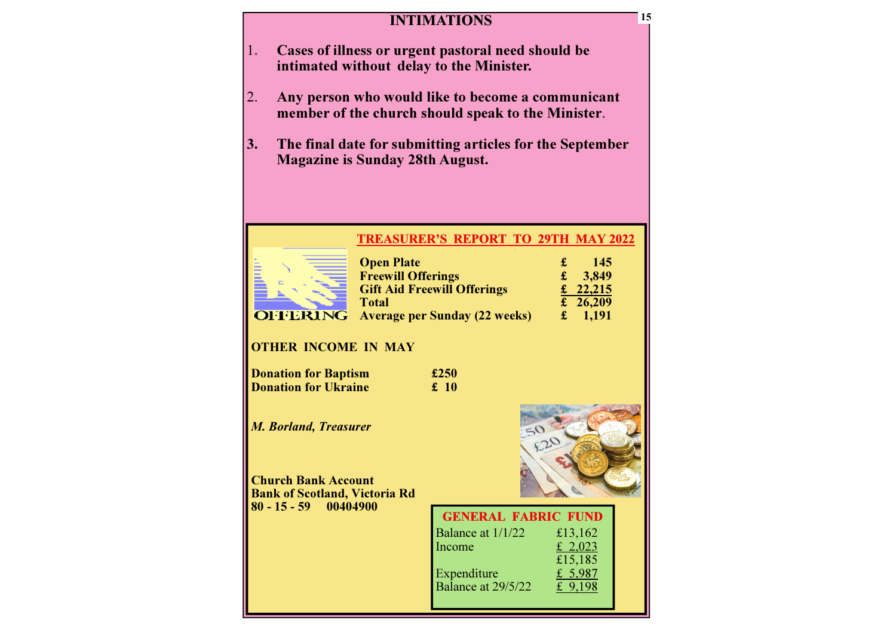# INTIMATIONS

1. **Cases of illness or urgent pastoral need should be intimated without delay to the Minister.**

2. **Any person who would like to become a communicant member of the church should speak to the Minister.**

3. **The final date for submitting articles for the September Magazine is Sunday 28th August.**

## TREASURER'S REPORT TO 29TH MAY 2022

OFFERING

| | | |
|---|---|---|
| **Open Plate** | **£** | **145** |
| **Freewill Offerings** | **£** | **3,849** |
| **Gift Aid Freewill Offerings** | **£** | **22,215** |
| **Total** | **£** | **26,209** |
| **Average per Sunday (22 weeks)** | **£** | **1,191** |

**OTHER INCOME IN MAY**

| | |
|---|---|
| **Donation for Baptism** | **£250** |
| **Donation for Ukraine** | **£ 10** |

***M. Borland, Treasurer***

**Church Bank Account**
**Bank of Scotland, Victoria Rd**
**80 - 15 - 59 00404900**

### GENERAL FABRIC FUND

| | |
|---|---|
| Balance at 1/1/22 | £13,162 |
| Income | £ 2,023 |
| | £15,185 |
| Expenditure | £ 5,987 |
| Balance at 29/5/22 | £ 9,198 |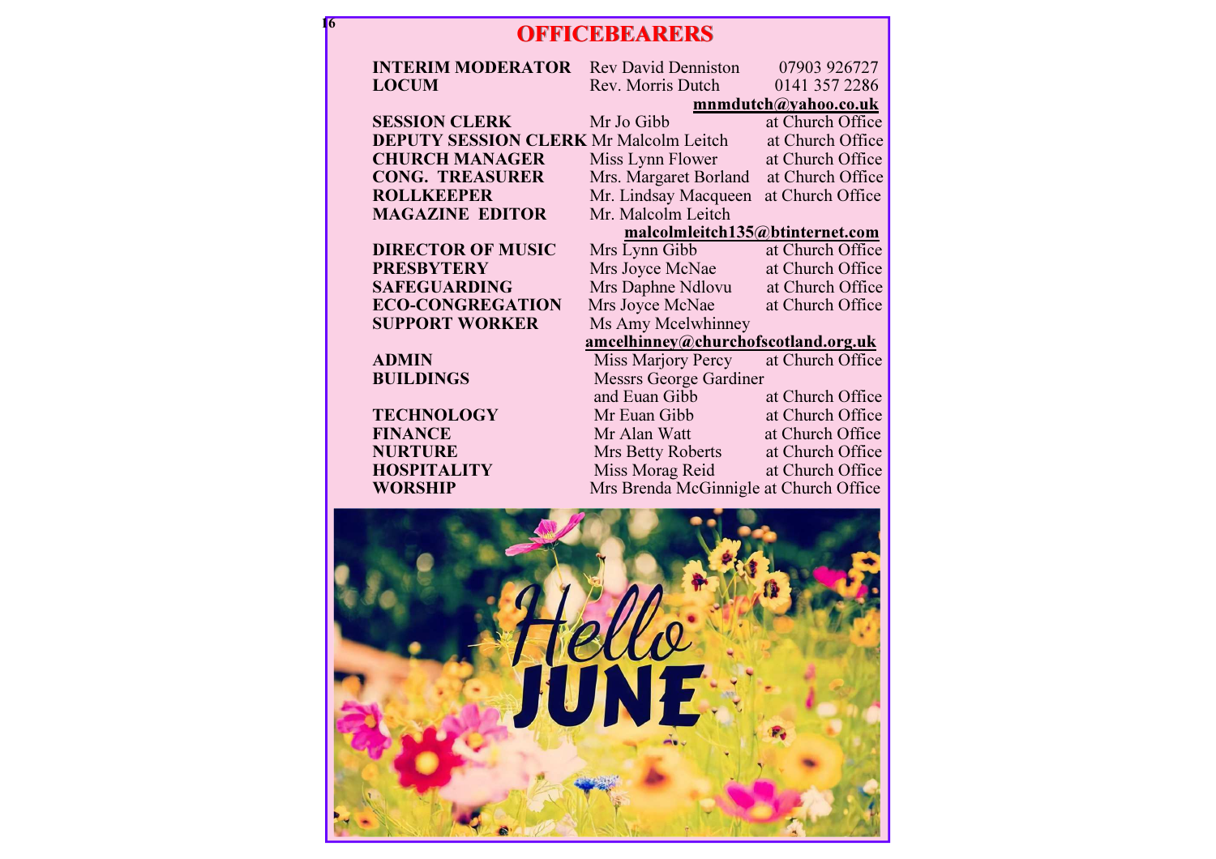# OFFICEBEARERS

| | | |
|---|---|---|
| **INTERIM MODERATOR** | Rev David Denniston | 07903 926727 |
| **LOCUM** | Rev. Morris Dutch | 0141 357 2286 |
| | | **mnmdutch@yahoo.co.uk** |
| **SESSION CLERK** | Mr Jo Gibb | at Church Office |
| **DEPUTY SESSION CLERK** | Mr Malcolm Leitch | at Church Office |
| **CHURCH MANAGER** | Miss Lynn Flower | at Church Office |
| **CONG. TREASURER** | Mrs. Margaret Borland | at Church Office |
| **ROLLKEEPER** | Mr. Lindsay Macqueen | at Church Office |
| **MAGAZINE EDITOR** | Mr. Malcolm Leitch | |
| | | **malcolmleitch135@btinternet.com** |
| **DIRECTOR OF MUSIC** | Mrs Lynn Gibb | at Church Office |
| **PRESBYTERY** | Mrs Joyce McNae | at Church Office |
| **SAFEGUARDING** | Mrs Daphne Ndlovu | at Church Office |
| **ECO-CONGREGATION** | Mrs Joyce McNae | at Church Office |
| **SUPPORT WORKER** | Ms Amy Mcelwhinney | |
| | | **amcelhinney@churchofscotland.org.uk** |
| **ADMIN** | Miss Marjory Percy | at Church Office |
| **BUILDINGS** | Messrs George Gardiner and Euan Gibb | at Church Office |
| **TECHNOLOGY** | Mr Euan Gibb | at Church Office |
| **FINANCE** | Mr Alan Watt | at Church Office |
| **NURTURE** | Mrs Betty Roberts | at Church Office |
| **HOSPITALITY** | Miss Morag Reid | at Church Office |
| **WORSHIP** | Mrs Brenda McGinnigle | at Church Office |